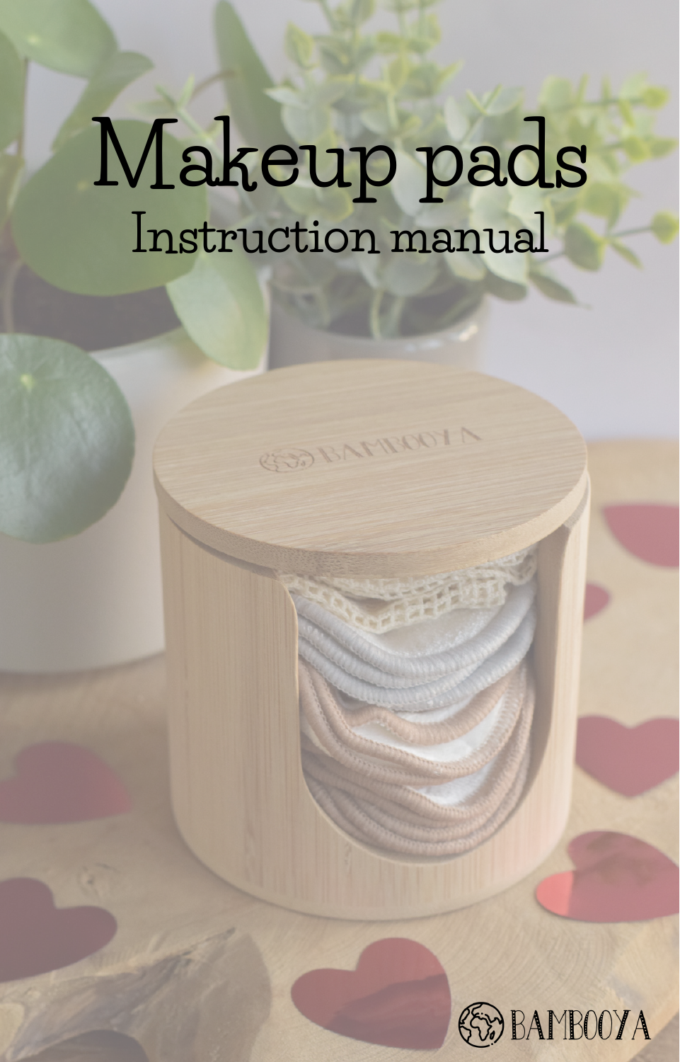# Makeup pads

## Instruction manual

BAMBOOYA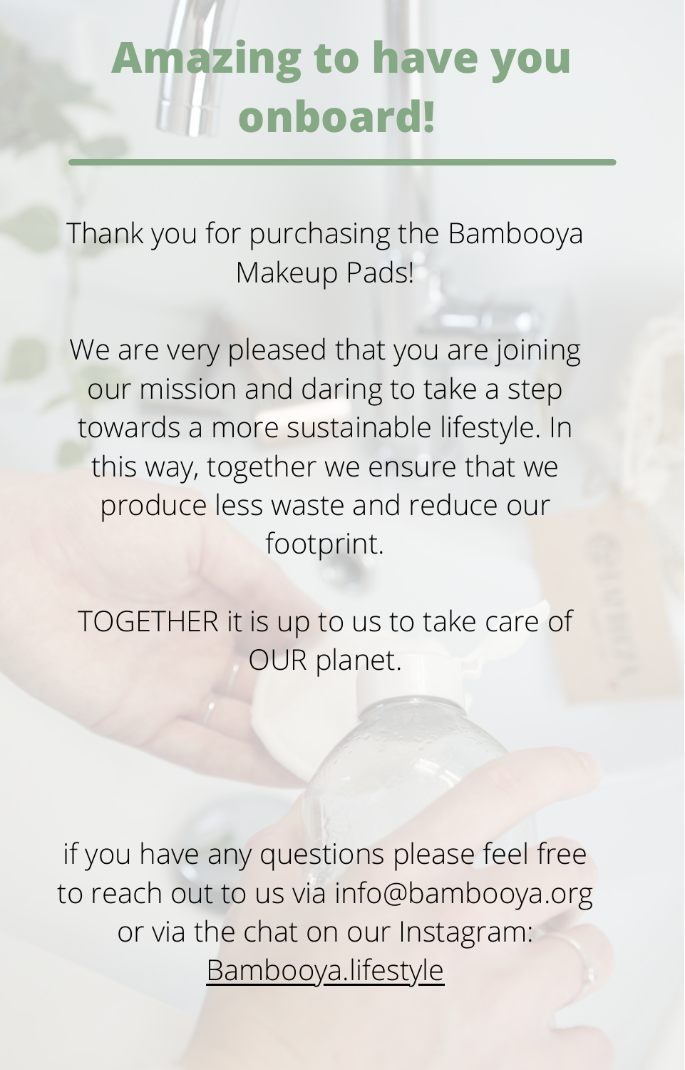# Amazing to have you onboard!

---

Thank you for purchasing the Bambooya Makeup Pads!

We are very pleased that you are joining our mission and daring to take a step towards a more sustainable lifestyle. In this way, together we ensure that we produce less waste and reduce our footprint.

TOGETHER it is up to us to take care of OUR planet.

if you have any questions please feel free to reach out to us via info@bambooya.org or via the chat on our Instagram: Bambooya.lifestyle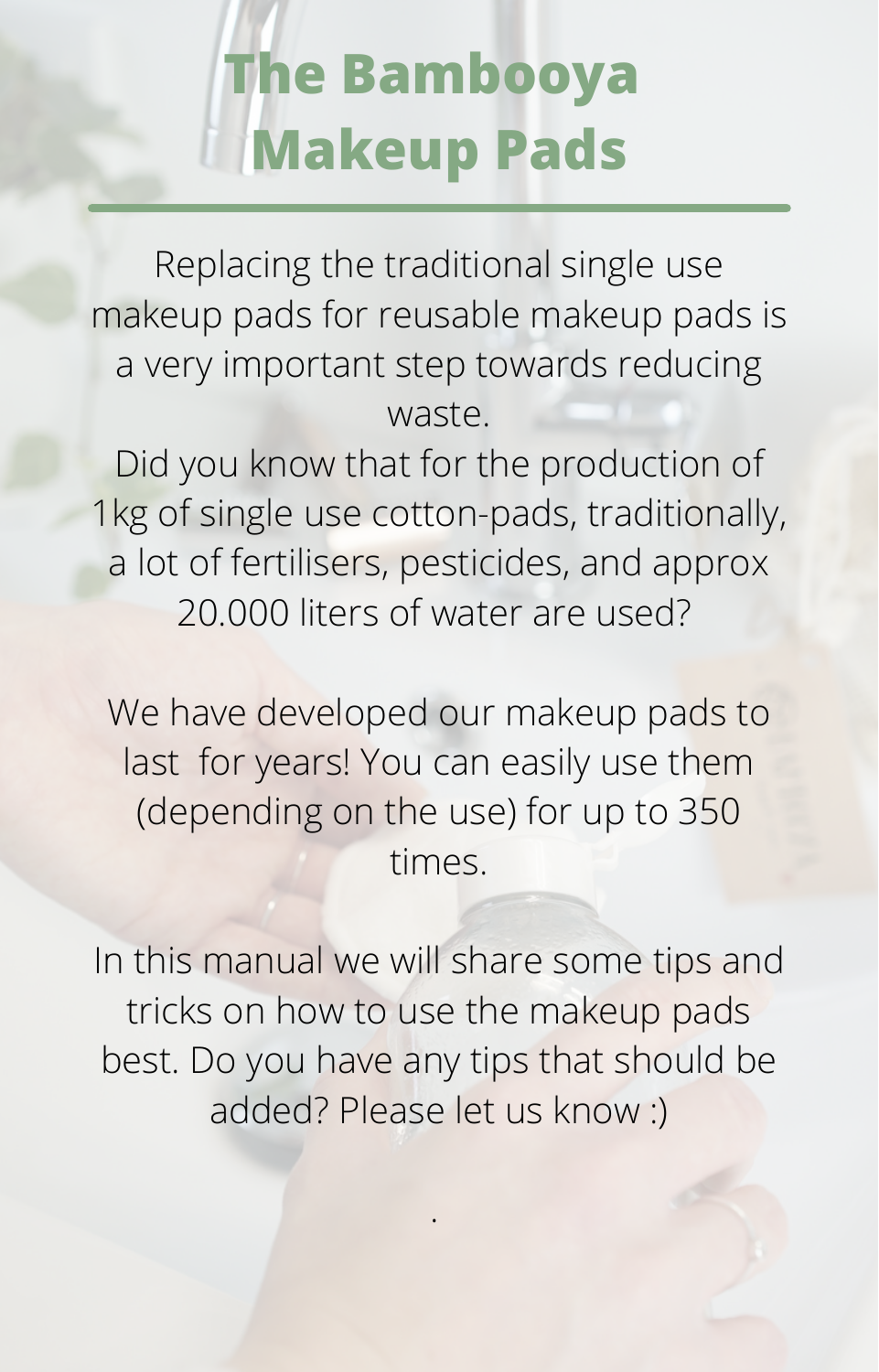# The Bambooya Makeup Pads

Replacing the traditional single use makeup pads for reusable makeup pads is a very important step towards reducing waste.
Did you know that for the production of 1kg of single use cotton-pads, traditionally, a lot of fertilisers, pesticides, and approx 20.000 liters of water are used?

We have developed our makeup pads to last for years! You can easily use them (depending on the use) for up to 350 times.

In this manual we will share some tips and tricks on how to use the makeup pads best. Do you have any tips that should be added? Please let us know :)

.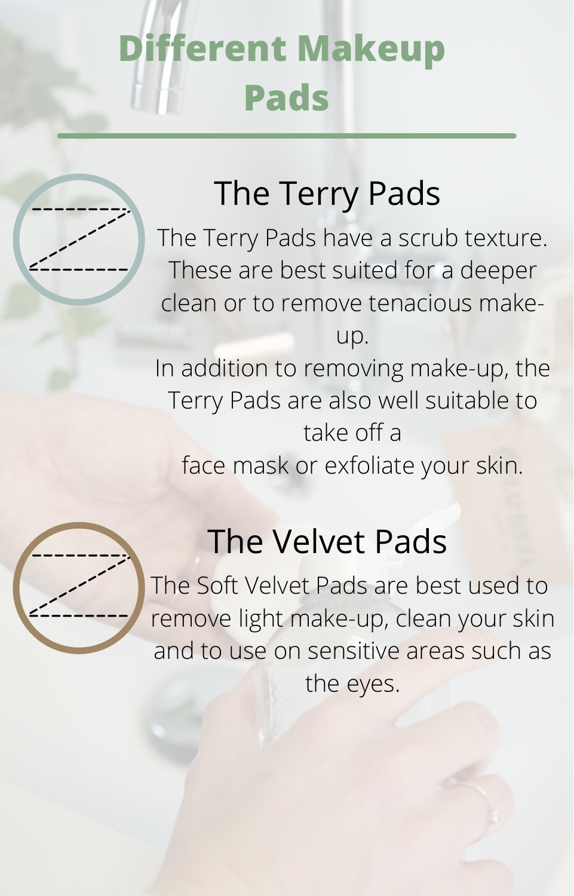# Different Makeup Pads

## The Terry Pads

The Terry Pads have a scrub texture. These are best suited for a deeper clean or to remove tenacious make-up.

In addition to removing make-up, the Terry Pads are also well suitable to take off a face mask or exfoliate your skin.

## The Velvet Pads

The Soft Velvet Pads are best used to remove light make-up, clean your skin and to use on sensitive areas such as the eyes.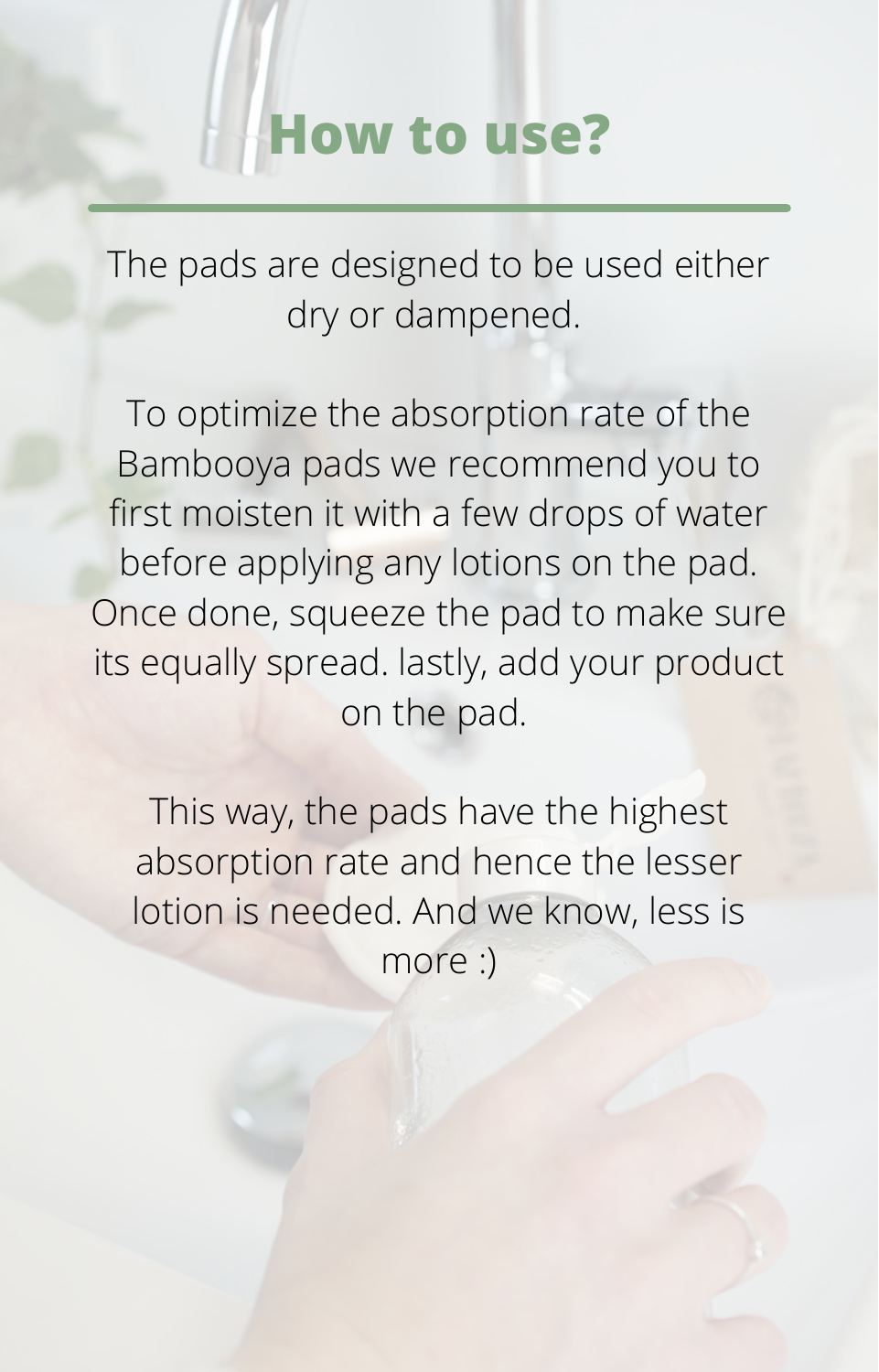# How to use?

The pads are designed to be used either dry or dampened.

To optimize the absorption rate of the Bambooya pads we recommend you to first moisten it with a few drops of water before applying any lotions on the pad. Once done, squeeze the pad to make sure its equally spread. lastly, add your product on the pad.

This way, the pads have the highest absorption rate and hence the lesser lotion is needed. And we know, less is more :)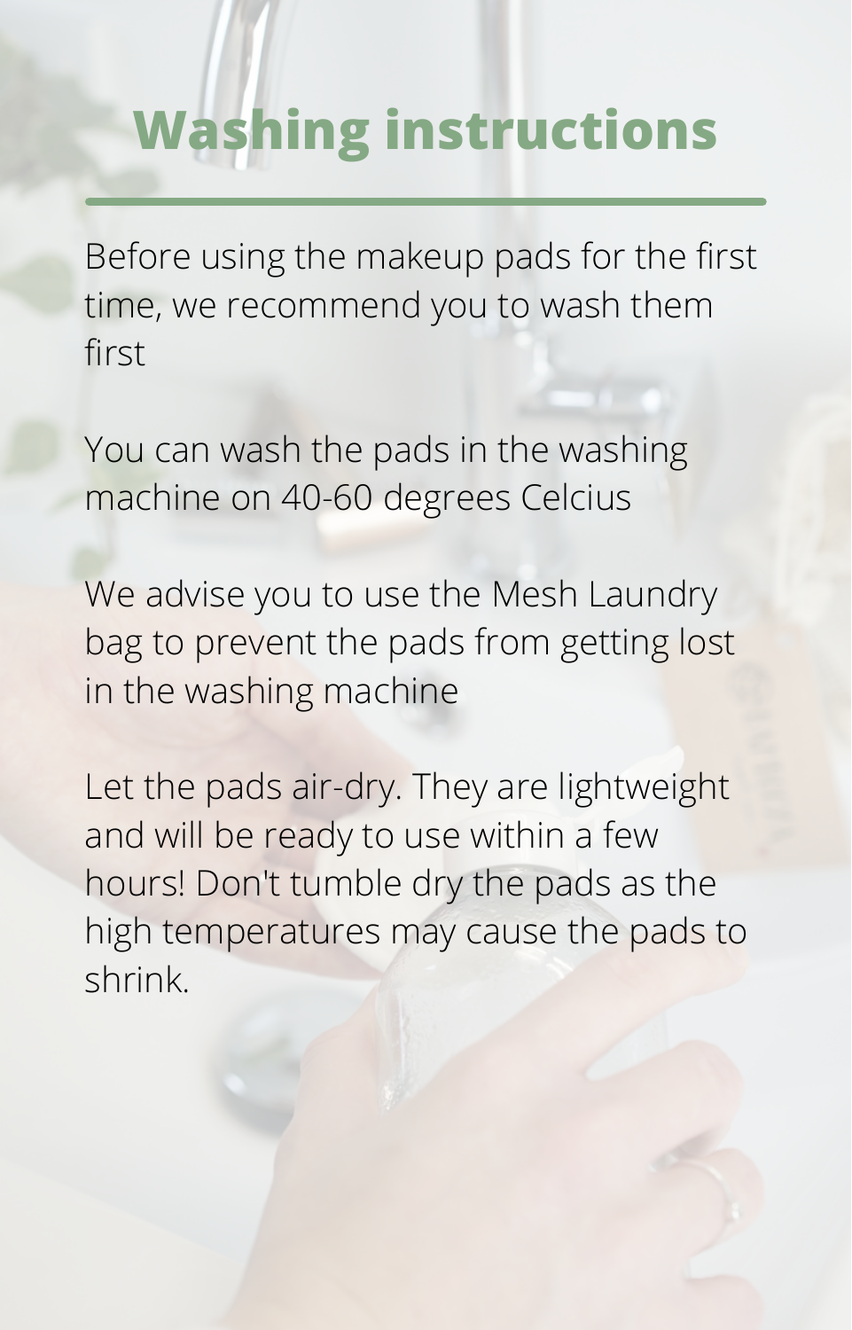# Washing instructions

Before using the makeup pads for the first time, we recommend you to wash them first

You can wash the pads in the washing machine on 40-60 degrees Celcius

We advise you to use the Mesh Laundry bag to prevent the pads from getting lost in the washing machine

Let the pads air-dry. They are lightweight and will be ready to use within a few hours! Don't tumble dry the pads as the high temperatures may cause the pads to shrink.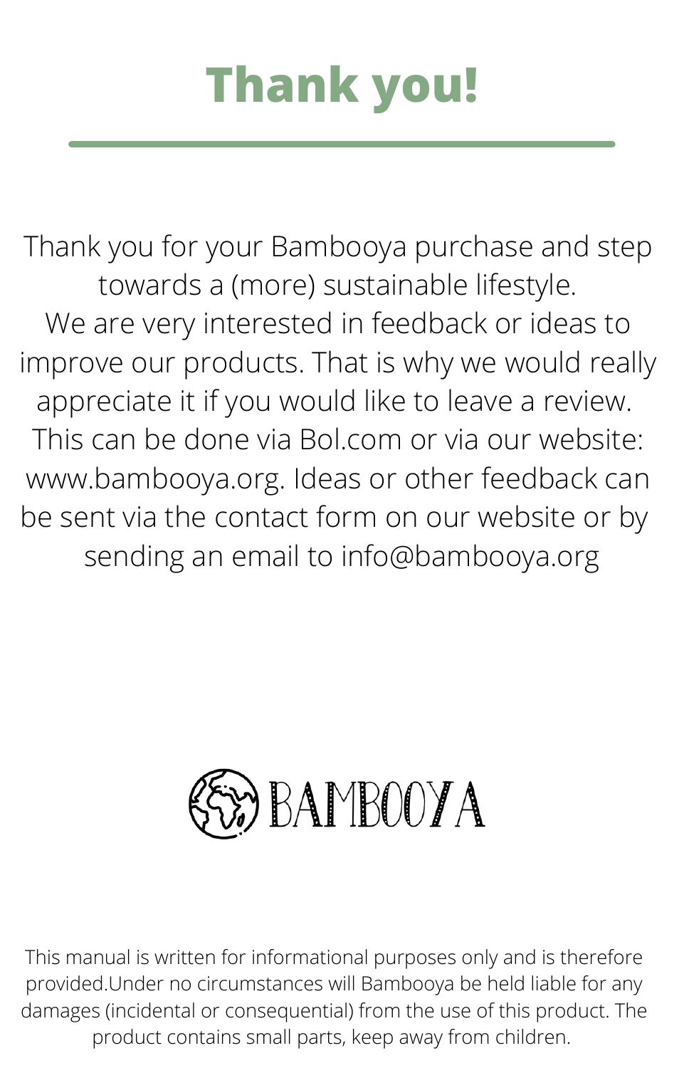# Thank you!

Thank you for your Bambooya purchase and step towards a (more) sustainable lifestyle.
We are very interested in feedback or ideas to improve our products. That is why we would really appreciate it if you would like to leave a review. This can be done via Bol.com or via our website: www.bambooya.org. Ideas or other feedback can be sent via the contact form on our website or by sending an email to info@bambooya.org

BAMBOOYA

This manual is written for informational purposes only and is therefore provided.Under no circumstances will Bambooya be held liable for any damages (incidental or consequential) from the use of this product. The product contains small parts, keep away from children.